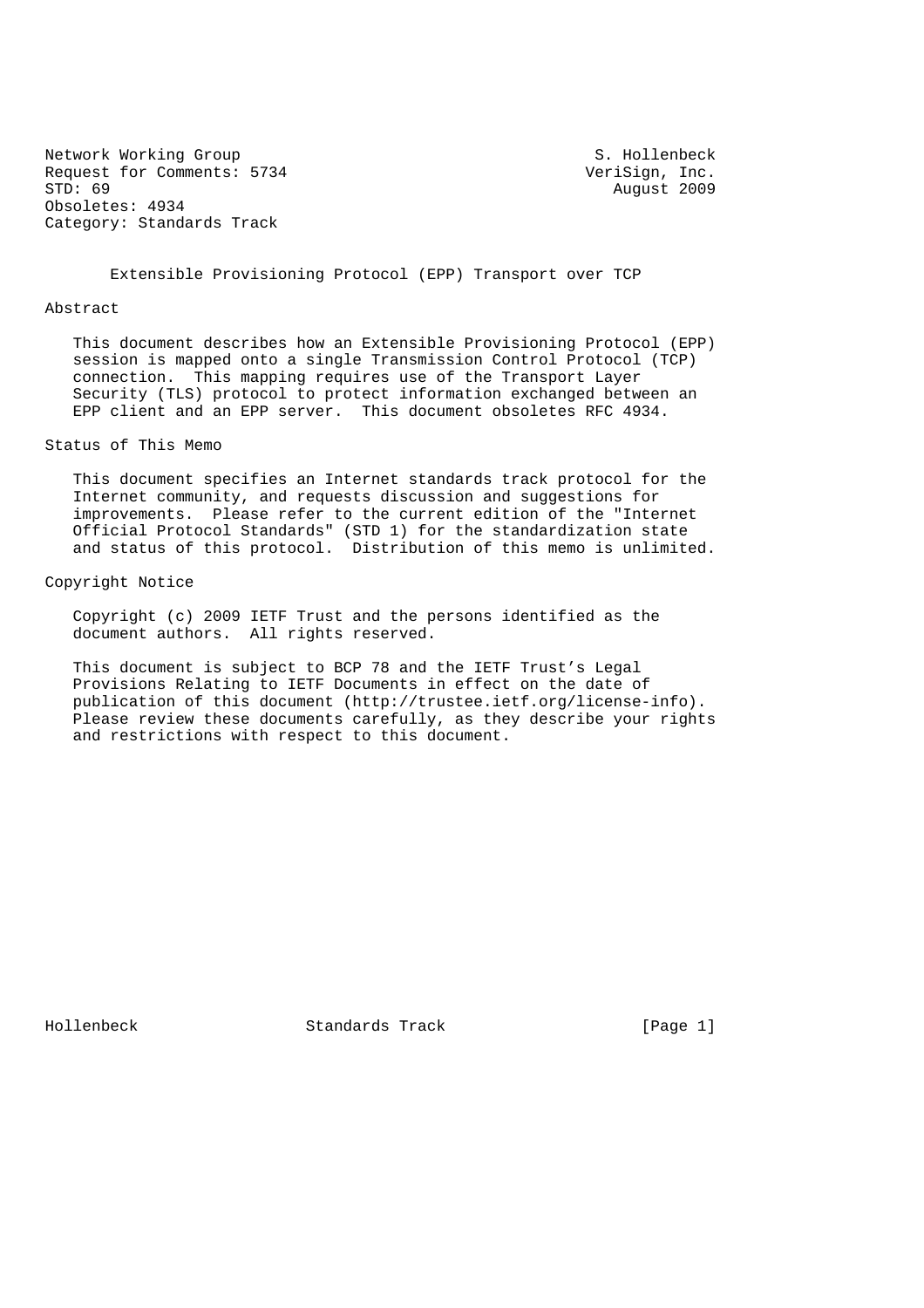Network Working Group S. Hollenbeck
Request for Comments: 5734 VeriSign, Inc.
STD: 69 August 2009
Obsoletes: 4934
Category: Standards Track

# Extensible Provisioning Protocol (EPP) Transport over TCP

## Abstract

This document describes how an Extensible Provisioning Protocol (EPP) session is mapped onto a single Transmission Control Protocol (TCP) connection. This mapping requires use of the Transport Layer Security (TLS) protocol to protect information exchanged between an EPP client and an EPP server. This document obsoletes RFC 4934.

## Status of This Memo

This document specifies an Internet standards track protocol for the Internet community, and requests discussion and suggestions for improvements. Please refer to the current edition of the "Internet Official Protocol Standards" (STD 1) for the standardization state and status of this protocol. Distribution of this memo is unlimited.

## Copyright Notice

Copyright (c) 2009 IETF Trust and the persons identified as the document authors. All rights reserved.

This document is subject to BCP 78 and the IETF Trust's Legal Provisions Relating to IETF Documents in effect on the date of publication of this document (http://trustee.ietf.org/license-info). Please review these documents carefully, as they describe your rights and restrictions with respect to this document.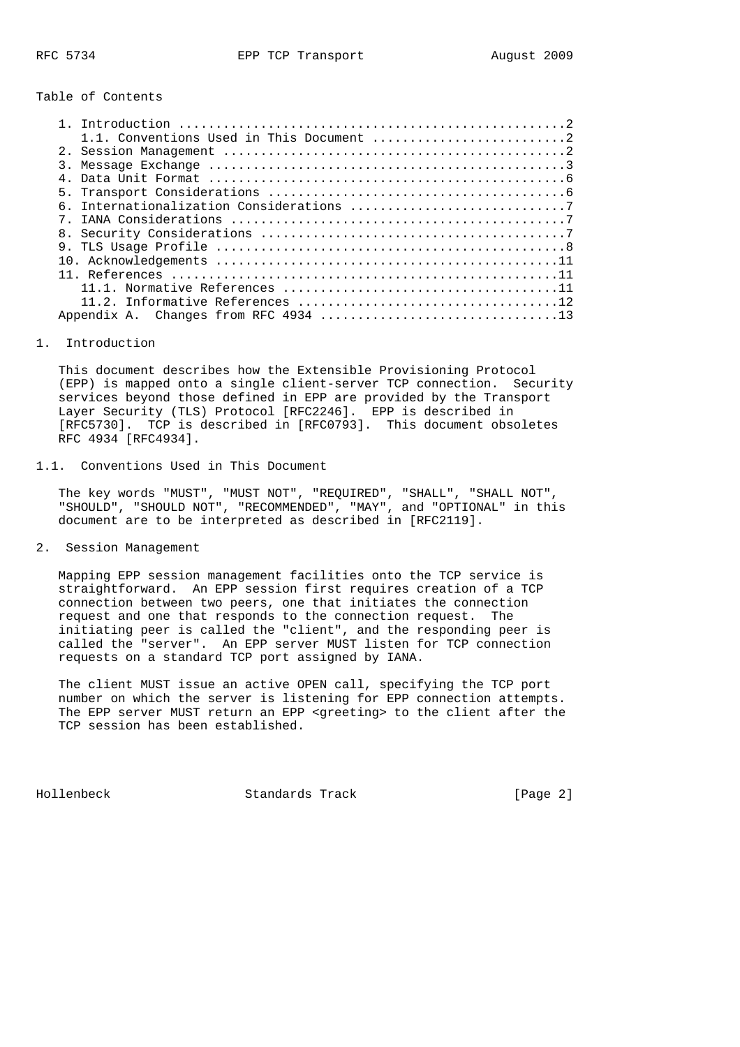Table of Contents

```
   1. Introduction ....................................................2
      1.1. Conventions Used in This Document ..........................2
   2. Session Management ..............................................2
   3. Message Exchange ................................................3
   4. Data Unit Format ................................................6
   5. Transport Considerations ........................................6
   6. Internationalization Considerations .............................7
   7. IANA Considerations .............................................7
   8. Security Considerations .........................................7
   9. TLS Usage Profile ...............................................8
   10. Acknowledgements ..............................................11
   11. References ....................................................11
      11.1. Normative References .....................................11
      11.2. Informative References ...................................12
   Appendix A.  Changes from RFC 4934 ................................13
```

# 1. Introduction

This document describes how the Extensible Provisioning Protocol (EPP) is mapped onto a single client-server TCP connection. Security services beyond those defined in EPP are provided by the Transport Layer Security (TLS) Protocol [RFC2246]. EPP is described in [RFC5730]. TCP is described in [RFC0793]. This document obsoletes RFC 4934 [RFC4934].

## 1.1. Conventions Used in This Document

The key words "MUST", "MUST NOT", "REQUIRED", "SHALL", "SHALL NOT", "SHOULD", "SHOULD NOT", "RECOMMENDED", "MAY", and "OPTIONAL" in this document are to be interpreted as described in [RFC2119].

# 2. Session Management

Mapping EPP session management facilities onto the TCP service is straightforward. An EPP session first requires creation of a TCP connection between two peers, one that initiates the connection request and one that responds to the connection request. The initiating peer is called the "client", and the responding peer is called the "server". An EPP server MUST listen for TCP connection requests on a standard TCP port assigned by IANA.

The client MUST issue an active OPEN call, specifying the TCP port number on which the server is listening for EPP connection attempts. The EPP server MUST return an EPP <greeting> to the client after the TCP session has been established.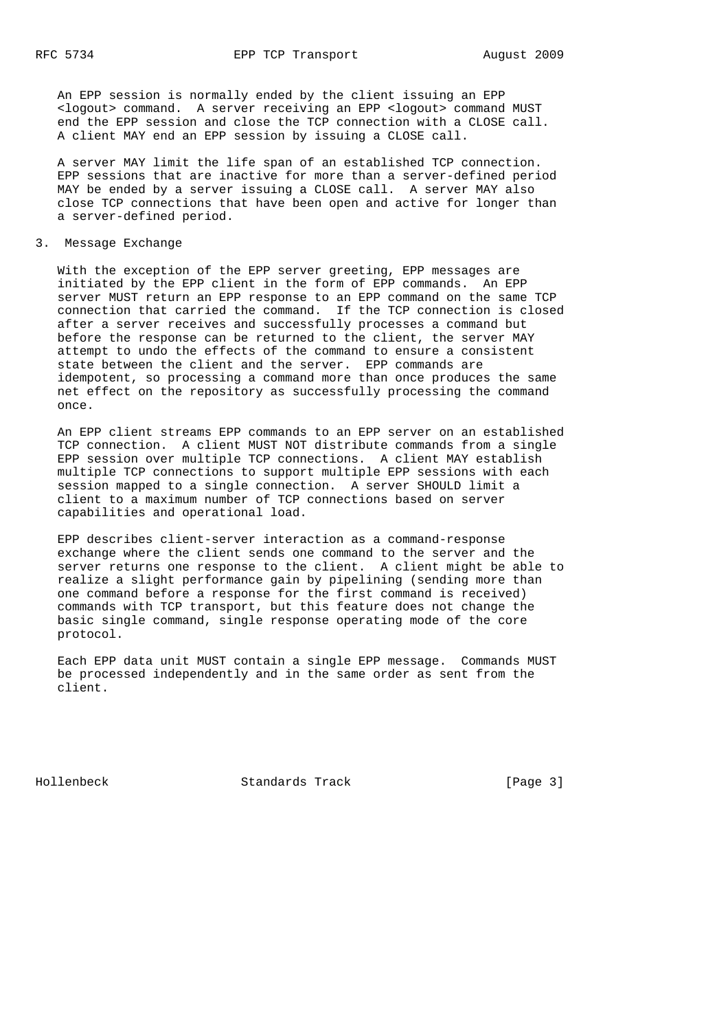An EPP session is normally ended by the client issuing an EPP <logout> command. A server receiving an EPP <logout> command MUST end the EPP session and close the TCP connection with a CLOSE call. A client MAY end an EPP session by issuing a CLOSE call.

A server MAY limit the life span of an established TCP connection. EPP sessions that are inactive for more than a server-defined period MAY be ended by a server issuing a CLOSE call. A server MAY also close TCP connections that have been open and active for longer than a server-defined period.

## 3. Message Exchange

With the exception of the EPP server greeting, EPP messages are initiated by the EPP client in the form of EPP commands. An EPP server MUST return an EPP response to an EPP command on the same TCP connection that carried the command. If the TCP connection is closed after a server receives and successfully processes a command but before the response can be returned to the client, the server MAY attempt to undo the effects of the command to ensure a consistent state between the client and the server. EPP commands are idempotent, so processing a command more than once produces the same net effect on the repository as successfully processing the command once.

An EPP client streams EPP commands to an EPP server on an established TCP connection. A client MUST NOT distribute commands from a single EPP session over multiple TCP connections. A client MAY establish multiple TCP connections to support multiple EPP sessions with each session mapped to a single connection. A server SHOULD limit a client to a maximum number of TCP connections based on server capabilities and operational load.

EPP describes client-server interaction as a command-response exchange where the client sends one command to the server and the server returns one response to the client. A client might be able to realize a slight performance gain by pipelining (sending more than one command before a response for the first command is received) commands with TCP transport, but this feature does not change the basic single command, single response operating mode of the core protocol.

Each EPP data unit MUST contain a single EPP message. Commands MUST be processed independently and in the same order as sent from the client.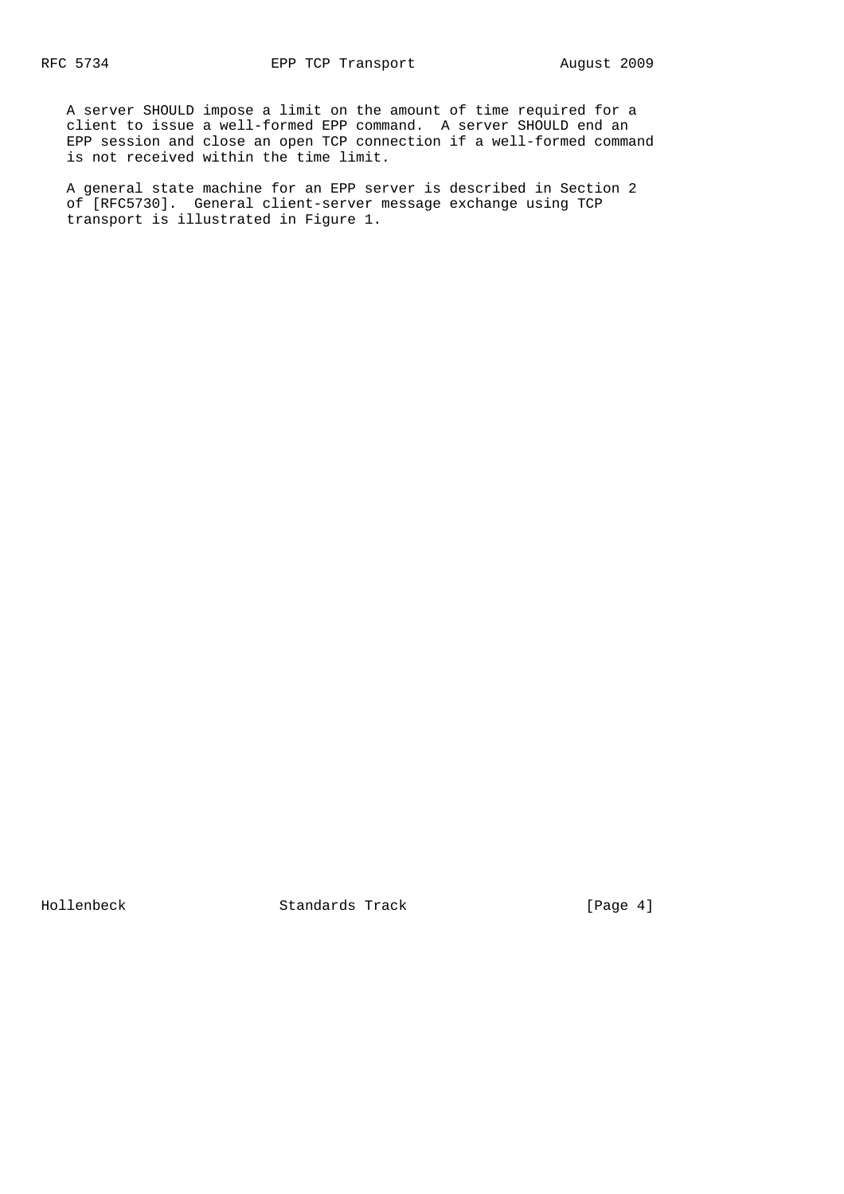A server SHOULD impose a limit on the amount of time required for a client to issue a well-formed EPP command. A server SHOULD end an EPP session and close an open TCP connection if a well-formed command is not received within the time limit.

A general state machine for an EPP server is described in Section 2 of [RFC5730]. General client-server message exchange using TCP transport is illustrated in Figure 1.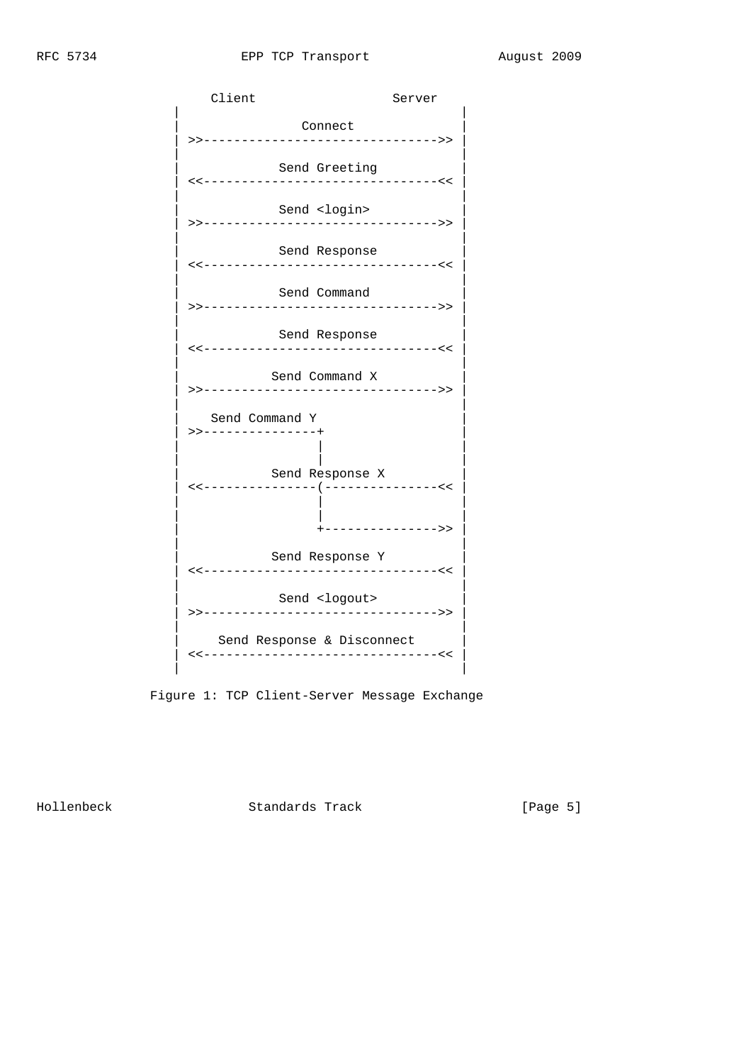```
       Client                  Server
  |                                     |
  |                Connect              |
  | >>------------------------------->> |
  |                                     |
  |             Send Greeting           |
  | <<-------------------------------<< |
  |                                     |
  |             Send <login>            |
  | >>------------------------------->> |
  |                                     |
  |             Send Response           |
  | <<-------------------------------<< |
  |                                     |
  |             Send Command            |
  | >>------------------------------->> |
  |                                     |
  |             Send Response           |
  | <<-------------------------------<< |
  |                                     |
  |            Send Command X           |
  | >>------------------------------->> |
  |                                     |
  |    Send Command Y                   |
  | >>---------------+                  |
  |                  |                  |
  |                  |                  |
  |            Send Response X          |
  | <<---------------(---------------<< |
  |                  |                  |
  |                  |                  |
  |                  +--------------->> |
  |                                     |
  |            Send Response Y          |
  | <<-------------------------------<< |
  |                                     |
  |             Send <logout>           |
  | >>------------------------------->> |
  |                                     |
  |     Send Response & Disconnect      |
  | <<-------------------------------<< |
  |                                     |
```

Figure 1: TCP Client-Server Message Exchange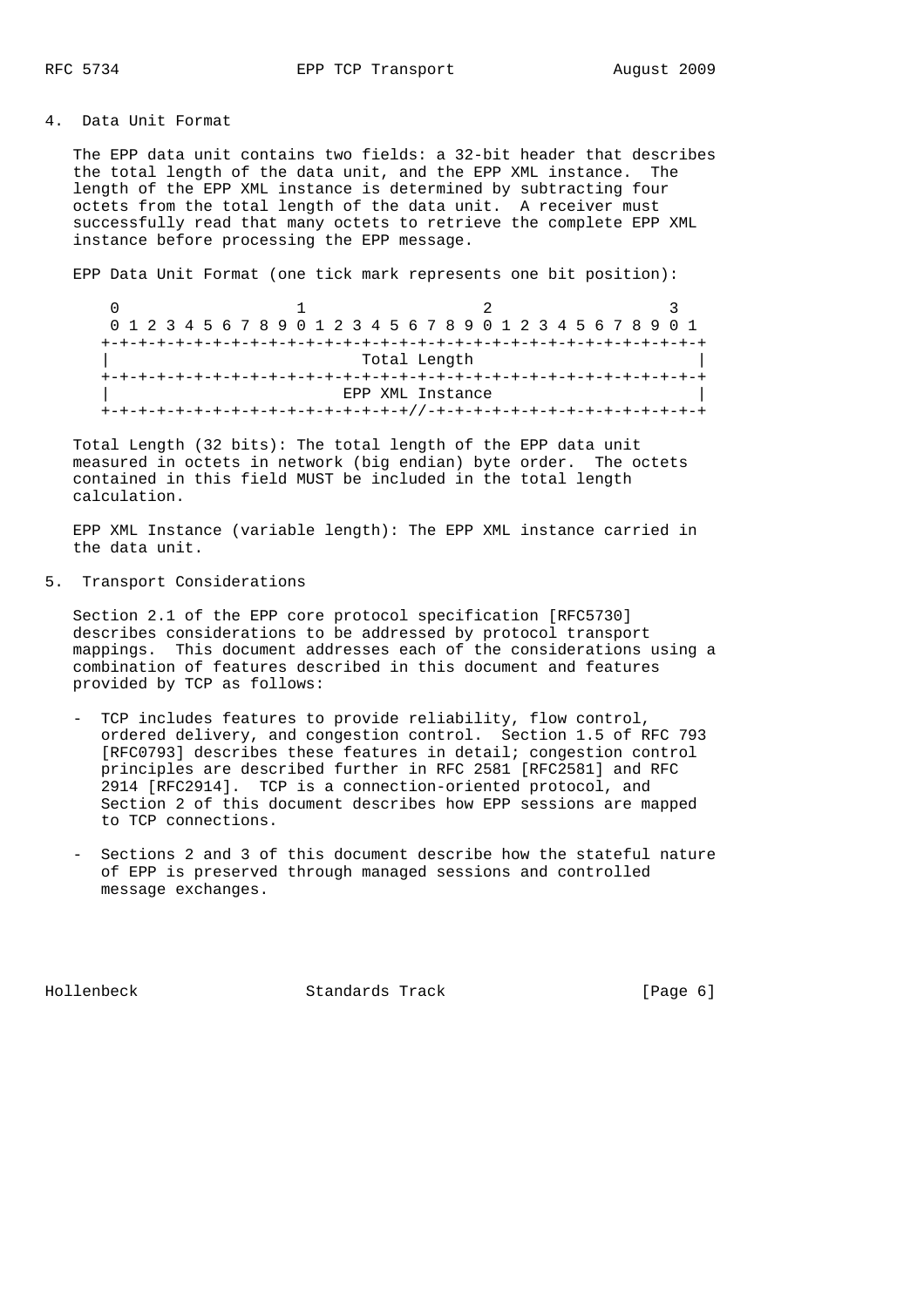## 4. Data Unit Format

The EPP data unit contains two fields: a 32-bit header that describes the total length of the data unit, and the EPP XML instance. The length of the EPP XML instance is determined by subtracting four octets from the total length of the data unit. A receiver must successfully read that many octets to retrieve the complete EPP XML instance before processing the EPP message.

EPP Data Unit Format (one tick mark represents one bit position):

```
 0                   1                   2                   3
 0 1 2 3 4 5 6 7 8 9 0 1 2 3 4 5 6 7 8 9 0 1 2 3 4 5 6 7 8 9 0 1
+-+-+-+-+-+-+-+-+-+-+-+-+-+-+-+-+-+-+-+-+-+-+-+-+-+-+-+-+-+-+-+-+
|                           Total Length                        |
+-+-+-+-+-+-+-+-+-+-+-+-+-+-+-+-+-+-+-+-+-+-+-+-+-+-+-+-+-+-+-+-+
|                         EPP XML Instance                      |
+-+-+-+-+-+-+-+-+-+-+-+-+-+-+-+-+-+-+-+//-+-+-+-+-+-+-+-+-+-+-+-+
```

Total Length (32 bits): The total length of the EPP data unit measured in octets in network (big endian) byte order. The octets contained in this field MUST be included in the total length calculation.

EPP XML Instance (variable length): The EPP XML instance carried in the data unit.

## 5. Transport Considerations

Section 2.1 of the EPP core protocol specification [RFC5730] describes considerations to be addressed by protocol transport mappings. This document addresses each of the considerations using a combination of features described in this document and features provided by TCP as follows:

- TCP includes features to provide reliability, flow control, ordered delivery, and congestion control. Section 1.5 of RFC 793 [RFC0793] describes these features in detail; congestion control principles are described further in RFC 2581 [RFC2581] and RFC 2914 [RFC2914]. TCP is a connection-oriented protocol, and Section 2 of this document describes how EPP sessions are mapped to TCP connections.

- Sections 2 and 3 of this document describe how the stateful nature of EPP is preserved through managed sessions and controlled message exchanges.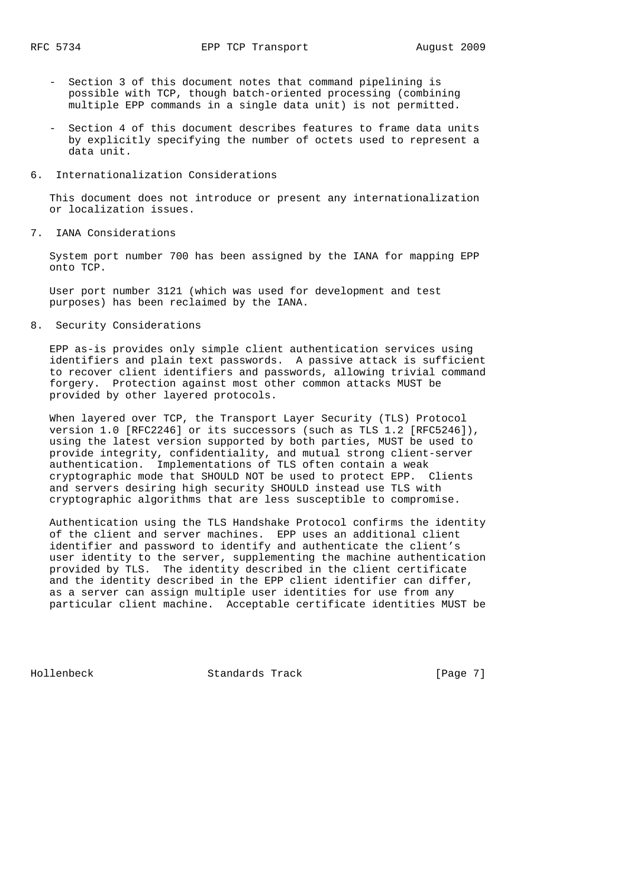- Section 3 of this document notes that command pipelining is possible with TCP, though batch-oriented processing (combining multiple EPP commands in a single data unit) is not permitted.

- Section 4 of this document describes features to frame data units by explicitly specifying the number of octets used to represent a data unit.

## 6. Internationalization Considerations

This document does not introduce or present any internationalization or localization issues.

## 7. IANA Considerations

System port number 700 has been assigned by the IANA for mapping EPP onto TCP.

User port number 3121 (which was used for development and test purposes) has been reclaimed by the IANA.

## 8. Security Considerations

EPP as-is provides only simple client authentication services using identifiers and plain text passwords. A passive attack is sufficient to recover client identifiers and passwords, allowing trivial command forgery. Protection against most other common attacks MUST be provided by other layered protocols.

When layered over TCP, the Transport Layer Security (TLS) Protocol version 1.0 [RFC2246] or its successors (such as TLS 1.2 [RFC5246]), using the latest version supported by both parties, MUST be used to provide integrity, confidentiality, and mutual strong client-server authentication. Implementations of TLS often contain a weak cryptographic mode that SHOULD NOT be used to protect EPP. Clients and servers desiring high security SHOULD instead use TLS with cryptographic algorithms that are less susceptible to compromise.

Authentication using the TLS Handshake Protocol confirms the identity of the client and server machines. EPP uses an additional client identifier and password to identify and authenticate the client's user identity to the server, supplementing the machine authentication provided by TLS. The identity described in the client certificate and the identity described in the EPP client identifier can differ, as a server can assign multiple user identities for use from any particular client machine. Acceptable certificate identities MUST be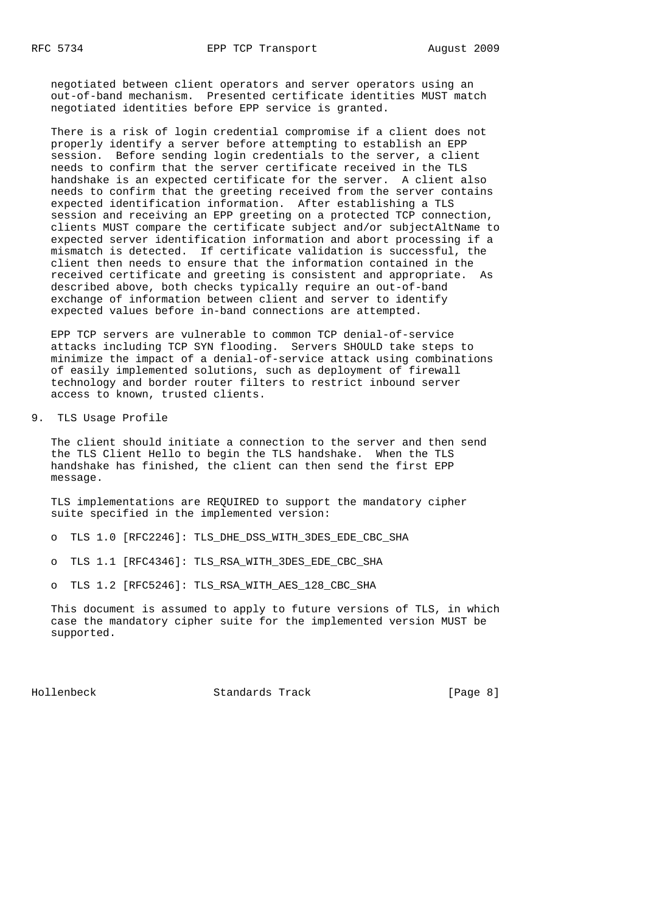negotiated between client operators and server operators using an out-of-band mechanism. Presented certificate identities MUST match negotiated identities before EPP service is granted.

There is a risk of login credential compromise if a client does not properly identify a server before attempting to establish an EPP session. Before sending login credentials to the server, a client needs to confirm that the server certificate received in the TLS handshake is an expected certificate for the server. A client also needs to confirm that the greeting received from the server contains expected identification information. After establishing a TLS session and receiving an EPP greeting on a protected TCP connection, clients MUST compare the certificate subject and/or subjectAltName to expected server identification information and abort processing if a mismatch is detected. If certificate validation is successful, the client then needs to ensure that the information contained in the received certificate and greeting is consistent and appropriate. As described above, both checks typically require an out-of-band exchange of information between client and server to identify expected values before in-band connections are attempted.

EPP TCP servers are vulnerable to common TCP denial-of-service attacks including TCP SYN flooding. Servers SHOULD take steps to minimize the impact of a denial-of-service attack using combinations of easily implemented solutions, such as deployment of firewall technology and border router filters to restrict inbound server access to known, trusted clients.

## 9. TLS Usage Profile

The client should initiate a connection to the server and then send the TLS Client Hello to begin the TLS handshake. When the TLS handshake has finished, the client can then send the first EPP message.

TLS implementations are REQUIRED to support the mandatory cipher suite specified in the implemented version:

- TLS 1.0 [RFC2246]: TLS_DHE_DSS_WITH_3DES_EDE_CBC_SHA
- TLS 1.1 [RFC4346]: TLS_RSA_WITH_3DES_EDE_CBC_SHA
- TLS 1.2 [RFC5246]: TLS_RSA_WITH_AES_128_CBC_SHA

This document is assumed to apply to future versions of TLS, in which case the mandatory cipher suite for the implemented version MUST be supported.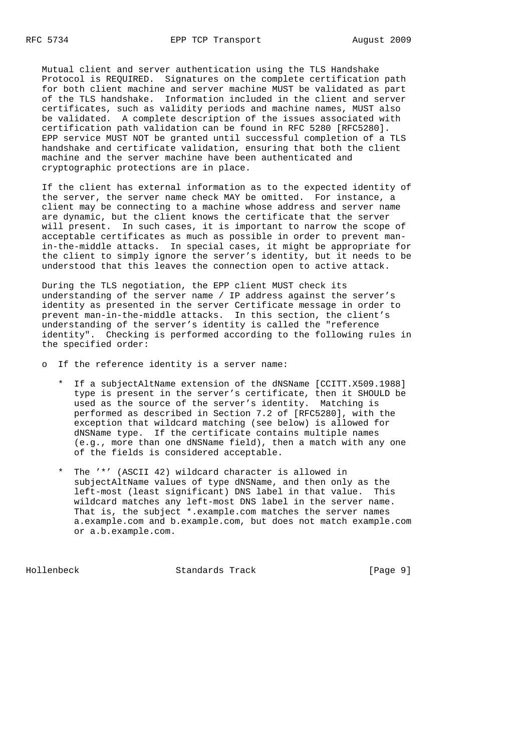Mutual client and server authentication using the TLS Handshake Protocol is REQUIRED. Signatures on the complete certification path for both client machine and server machine MUST be validated as part of the TLS handshake. Information included in the client and server certificates, such as validity periods and machine names, MUST also be validated. A complete description of the issues associated with certification path validation can be found in RFC 5280 [RFC5280]. EPP service MUST NOT be granted until successful completion of a TLS handshake and certificate validation, ensuring that both the client machine and the server machine have been authenticated and cryptographic protections are in place.

If the client has external information as to the expected identity of the server, the server name check MAY be omitted. For instance, a client may be connecting to a machine whose address and server name are dynamic, but the client knows the certificate that the server will present. In such cases, it is important to narrow the scope of acceptable certificates as much as possible in order to prevent man-in-the-middle attacks. In special cases, it might be appropriate for the client to simply ignore the server's identity, but it needs to be understood that this leaves the connection open to active attack.

During the TLS negotiation, the EPP client MUST check its understanding of the server name / IP address against the server's identity as presented in the server Certificate message in order to prevent man-in-the-middle attacks. In this section, the client's understanding of the server's identity is called the "reference identity". Checking is performed according to the following rules in the specified order:

- If the reference identity is a server name:
  - If a subjectAltName extension of the dNSName [CCITT.X509.1988] type is present in the server's certificate, then it SHOULD be used as the source of the server's identity. Matching is performed as described in Section 7.2 of [RFC5280], with the exception that wildcard matching (see below) is allowed for dNSName type. If the certificate contains multiple names (e.g., more than one dNSName field), then a match with any one of the fields is considered acceptable.
  - The '*' (ASCII 42) wildcard character is allowed in subjectAltName values of type dNSName, and then only as the left-most (least significant) DNS label in that value. This wildcard matches any left-most DNS label in the server name. That is, the subject *.example.com matches the server names a.example.com and b.example.com, but does not match example.com or a.b.example.com.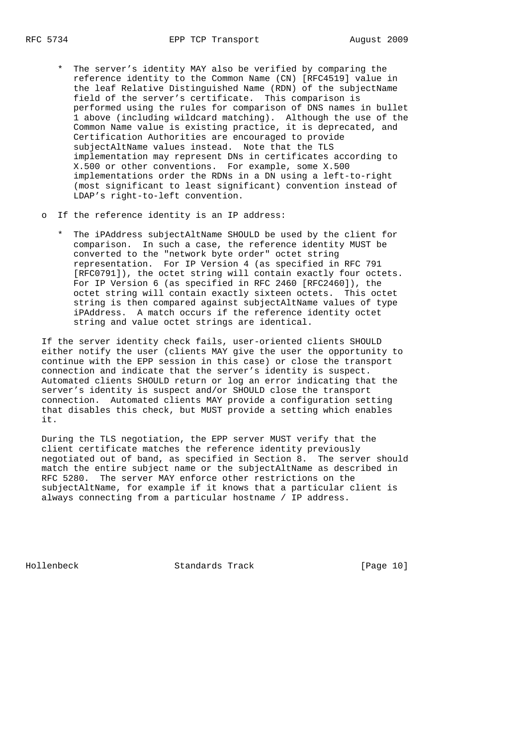* The server's identity MAY also be verified by comparing the reference identity to the Common Name (CN) [RFC4519] value in the leaf Relative Distinguished Name (RDN) of the subjectName field of the server's certificate. This comparison is performed using the rules for comparison of DNS names in bullet 1 above (including wildcard matching). Although the use of the Common Name value is existing practice, it is deprecated, and Certification Authorities are encouraged to provide subjectAltName values instead. Note that the TLS implementation may represent DNs in certificates according to X.500 or other conventions. For example, some X.500 implementations order the RDNs in a DN using a left-to-right (most significant to least significant) convention instead of LDAP's right-to-left convention.

o If the reference identity is an IP address:

   * The iPAddress subjectAltName SHOULD be used by the client for comparison. In such a case, the reference identity MUST be converted to the "network byte order" octet string representation. For IP Version 4 (as specified in RFC 791 [RFC0791]), the octet string will contain exactly four octets. For IP Version 6 (as specified in RFC 2460 [RFC2460]), the octet string will contain exactly sixteen octets. This octet string is then compared against subjectAltName values of type iPAddress. A match occurs if the reference identity octet string and value octet strings are identical.

If the server identity check fails, user-oriented clients SHOULD either notify the user (clients MAY give the user the opportunity to continue with the EPP session in this case) or close the transport connection and indicate that the server's identity is suspect. Automated clients SHOULD return or log an error indicating that the server's identity is suspect and/or SHOULD close the transport connection. Automated clients MAY provide a configuration setting that disables this check, but MUST provide a setting which enables it.

During the TLS negotiation, the EPP server MUST verify that the client certificate matches the reference identity previously negotiated out of band, as specified in Section 8. The server should match the entire subject name or the subjectAltName as described in RFC 5280. The server MAY enforce other restrictions on the subjectAltName, for example if it knows that a particular client is always connecting from a particular hostname / IP address.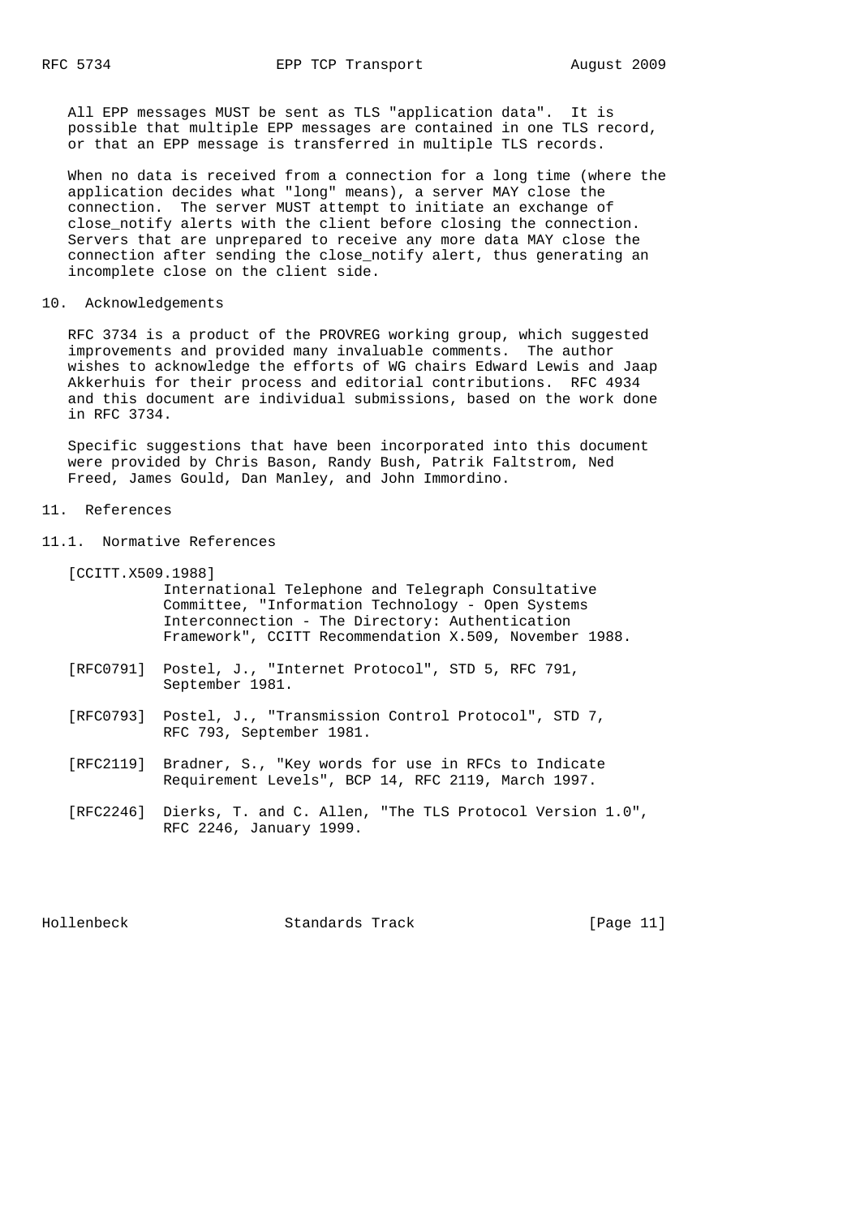All EPP messages MUST be sent as TLS "application data". It is possible that multiple EPP messages are contained in one TLS record, or that an EPP message is transferred in multiple TLS records.

When no data is received from a connection for a long time (where the application decides what "long" means), a server MAY close the connection. The server MUST attempt to initiate an exchange of close_notify alerts with the client before closing the connection. Servers that are unprepared to receive any more data MAY close the connection after sending the close_notify alert, thus generating an incomplete close on the client side.

## 10. Acknowledgements

RFC 3734 is a product of the PROVREG working group, which suggested improvements and provided many invaluable comments. The author wishes to acknowledge the efforts of WG chairs Edward Lewis and Jaap Akkerhuis for their process and editorial contributions. RFC 4934 and this document are individual submissions, based on the work done in RFC 3734.

Specific suggestions that have been incorporated into this document were provided by Chris Bason, Randy Bush, Patrik Faltstrom, Ned Freed, James Gould, Dan Manley, and John Immordino.

## 11. References

### 11.1. Normative References

[CCITT.X509.1988] International Telephone and Telegraph Consultative Committee, "Information Technology - Open Systems Interconnection - The Directory: Authentication Framework", CCITT Recommendation X.509, November 1988.

[RFC0791] Postel, J., "Internet Protocol", STD 5, RFC 791, September 1981.

[RFC0793] Postel, J., "Transmission Control Protocol", STD 7, RFC 793, September 1981.

[RFC2119] Bradner, S., "Key words for use in RFCs to Indicate Requirement Levels", BCP 14, RFC 2119, March 1997.

[RFC2246] Dierks, T. and C. Allen, "The TLS Protocol Version 1.0", RFC 2246, January 1999.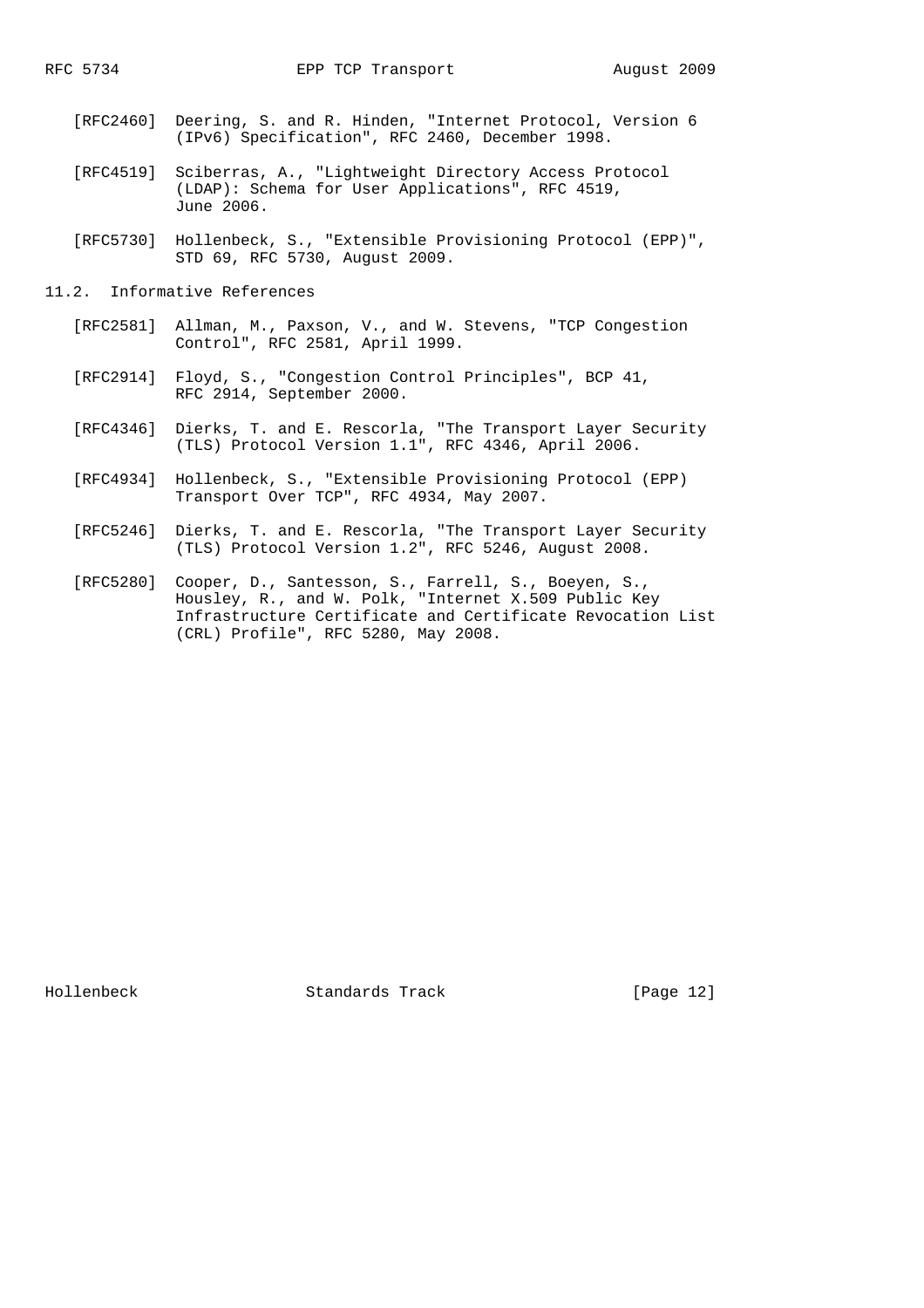[RFC2460] Deering, S. and R. Hinden, "Internet Protocol, Version 6 (IPv6) Specification", RFC 2460, December 1998.

[RFC4519] Sciberras, A., "Lightweight Directory Access Protocol (LDAP): Schema for User Applications", RFC 4519, June 2006.

[RFC5730] Hollenbeck, S., "Extensible Provisioning Protocol (EPP)", STD 69, RFC 5730, August 2009.

## 11.2. Informative References

[RFC2581] Allman, M., Paxson, V., and W. Stevens, "TCP Congestion Control", RFC 2581, April 1999.

[RFC2914] Floyd, S., "Congestion Control Principles", BCP 41, RFC 2914, September 2000.

[RFC4346] Dierks, T. and E. Rescorla, "The Transport Layer Security (TLS) Protocol Version 1.1", RFC 4346, April 2006.

[RFC4934] Hollenbeck, S., "Extensible Provisioning Protocol (EPP) Transport Over TCP", RFC 4934, May 2007.

[RFC5246] Dierks, T. and E. Rescorla, "The Transport Layer Security (TLS) Protocol Version 1.2", RFC 5246, August 2008.

[RFC5280] Cooper, D., Santesson, S., Farrell, S., Boeyen, S., Housley, R., and W. Polk, "Internet X.509 Public Key Infrastructure Certificate and Certificate Revocation List (CRL) Profile", RFC 5280, May 2008.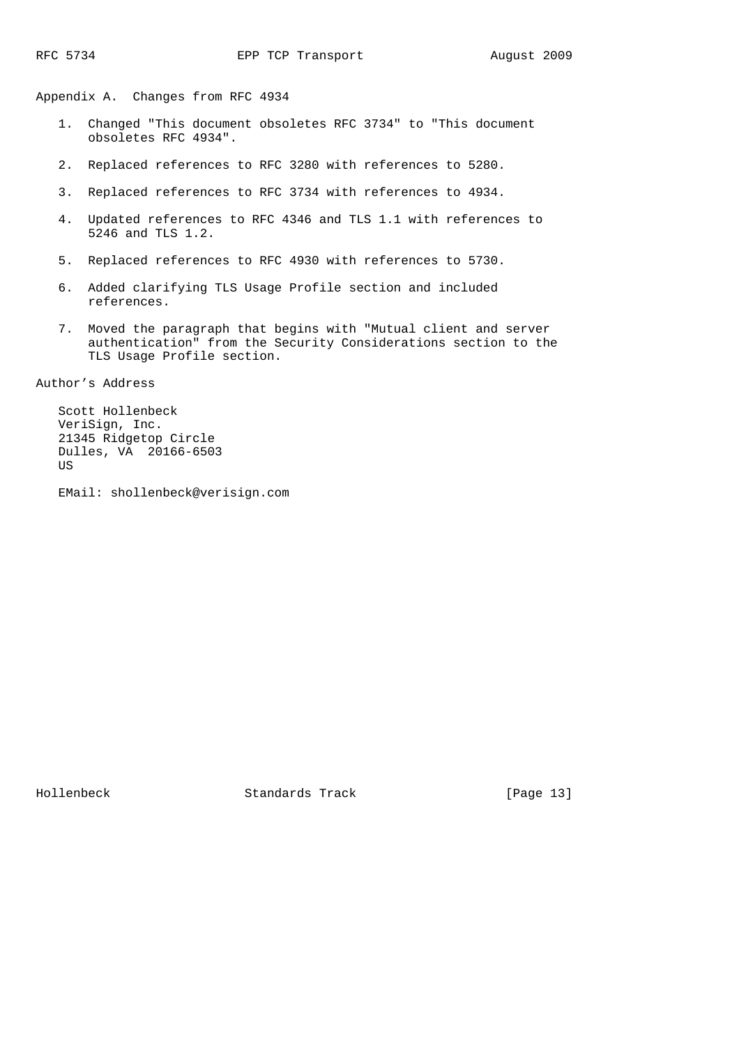## Appendix A. Changes from RFC 4934

1. Changed "This document obsoletes RFC 3734" to "This document obsoletes RFC 4934".
2. Replaced references to RFC 3280 with references to 5280.
3. Replaced references to RFC 3734 with references to 4934.
4. Updated references to RFC 4346 and TLS 1.1 with references to 5246 and TLS 1.2.
5. Replaced references to RFC 4930 with references to 5730.
6. Added clarifying TLS Usage Profile section and included references.
7. Moved the paragraph that begins with "Mutual client and server authentication" from the Security Considerations section to the TLS Usage Profile section.

## Author's Address

Scott Hollenbeck
VeriSign, Inc.
21345 Ridgetop Circle
Dulles, VA 20166-6503
US

EMail: shollenbeck@verisign.com